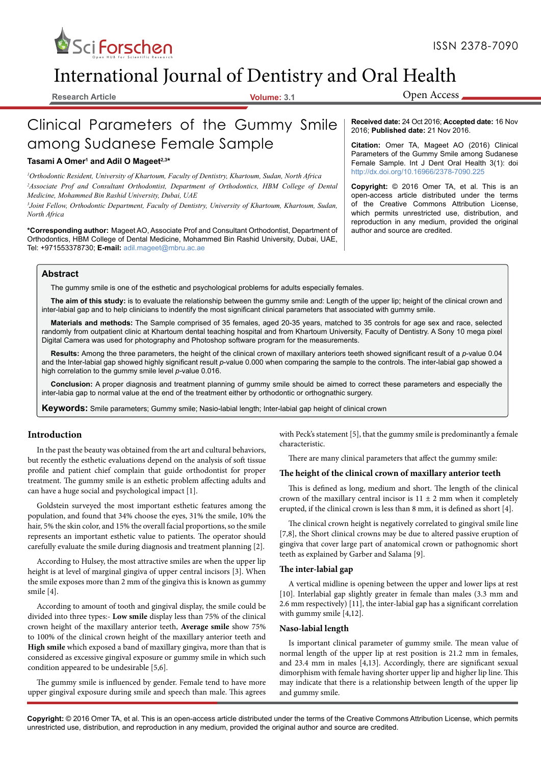# Clinical Parameters of the Gummy Smile among Sudanese Female Sample

**Tasami A Omer[1] and Adil O Mageet[2,3]***

[1]*Orthodontic Resident, University of Khartoum, Faculty of Dentistry, Khartoum, Sudan, North Africa*
[2]*Associate Prof and Consultant Orthodontist, Department of Orthodontics, HBM College of Dental Medicine, Mohammed Bin Rashid University, Dubai, UAE*
[3]*Joint Fellow, Orthodontic Department, Faculty of Dentistry, University of Khartoum, Khartoum, Sudan, North Africa*

**\*Corresponding author:** Mageet AO, Associate Prof and Consultant Orthodontist, Department of Orthodontics, HBM College of Dental Medicine, Mohammed Bin Rashid University, Dubai, UAE, Tel: +971553378730; **E-mail:** adil.mageet@mbru.ac.ae

**Received date:** 24 Oct 2016; **Accepted date:** 16 Nov 2016; **Published date:** 21 Nov 2016.

**Citation:** Omer TA, Mageet AO (2016) Clinical Parameters of the Gummy Smile among Sudanese Female Sample. Int J Dent Oral Health 3(1): doi http://dx.doi.org/10.16966/2378-7090.225

**Copyright:** © 2016 Omer TA, et al. This is an open-access article distributed under the terms of the Creative Commons Attribution License, which permits unrestricted use, distribution, and reproduction in any medium, provided the original author and source are credited.

## Abstract

The gummy smile is one of the esthetic and psychological problems for adults especially females.

**The aim of this study:** is to evaluate the relationship between the gummy smile and: Length of the upper lip; height of the clinical crown and inter-labial gap and to help clinicians to indentify the most significant clinical parameters that associated with gummy smile.

**Materials and methods:** The Sample comprised of 35 females, aged 20-35 years, matched to 35 controls for age sex and race, selected randomly from outpatient clinic at Khartoum dental teaching hospital and from Khartoum University, Faculty of Dentistry. A Sony 10 mega pixel Digital Camera was used for photography and Photoshop software program for the measurements.

**Results:** Among the three parameters, the height of the clinical crown of maxillary anteriors teeth showed significant result of a *p*-value 0.04 and the Inter-labial gap showed highly significant result *p*-value 0.000 when comparing the sample to the controls. The inter-labial gap showed a high correlation to the gummy smile level *p*-value 0.016.

**Conclusion:** A proper diagnosis and treatment planning of gummy smile should be aimed to correct these parameters and especially the inter-labia gap to normal value at the end of the treatment either by orthodontic or orthognathic surgery.

**Keywords:** Smile parameters; Gummy smile; Nasio-labial length; Inter-labial gap height of clinical crown

## Introduction

In the past the beauty was obtained from the art and cultural behaviors, but recently the esthetic evaluations depend on the analysis of soft tissue profile and patient chief complain that guide orthodontist for proper treatment. The gummy smile is an esthetic problem affecting adults and can have a huge social and psychological impact [1].

Goldstein surveyed the most important esthetic features among the population, and found that 34% choose the eyes, 31% the smile, 10% the hair, 5% the skin color, and 15% the overall facial proportions, so the smile represents an important esthetic value to patients. The operator should carefully evaluate the smile during diagnosis and treatment planning [2].

According to Hulsey, the most attractive smiles are when the upper lip height is at level of marginal gingiva of upper central incisors [3]. When the smile exposes more than 2 mm of the gingiva this is known as gummy smile [4].

According to amount of tooth and gingival display, the smile could be divided into three types:- **Low smile** display less than 75% of the clinical crown height of the maxillary anterior teeth, **Average smile** show 75% to 100% of the clinical crown height of the maxillary anterior teeth and **High smile** which exposed a band of maxillary gingiva, more than that is considered as excessive gingival exposure or gummy smile in which such condition appeared to be undesirable [5,6].

The gummy smile is influenced by gender. Female tend to have more upper gingival exposure during smile and speech than male. This agrees with Peck's statement [5], that the gummy smile is predominantly a female characteristic.

There are many clinical parameters that affect the gummy smile:

### The height of the clinical crown of maxillary anterior teeth

This is defined as long, medium and short. The length of the clinical crown of the maxillary central incisor is 11 ± 2 mm when it completely erupted, if the clinical crown is less than 8 mm, it is defined as short [4].

The clinical crown height is negatively correlated to gingival smile line [7,8], the Short clinical crowns may be due to altered passive eruption of gingiva that cover large part of anatomical crown or pathognomic short teeth as explained by Garber and Salama [9].

### The inter-labial gap

A vertical midline is opening between the upper and lower lips at rest [10]. Interlabial gap slightly greater in female than males (3.3 mm and 2.6 mm respectively) [11], the inter-labial gap has a significant correlation with gummy smile [4,12].

### Naso-labial length

Is important clinical parameter of gummy smile. The mean value of normal length of the upper lip at rest position is 21.2 mm in females, and 23.4 mm in males [4,13]. Accordingly, there are significant sexual dimorphism with female having shorter upper lip and higher lip line. This may indicate that there is a relationship between length of the upper lip and gummy smile.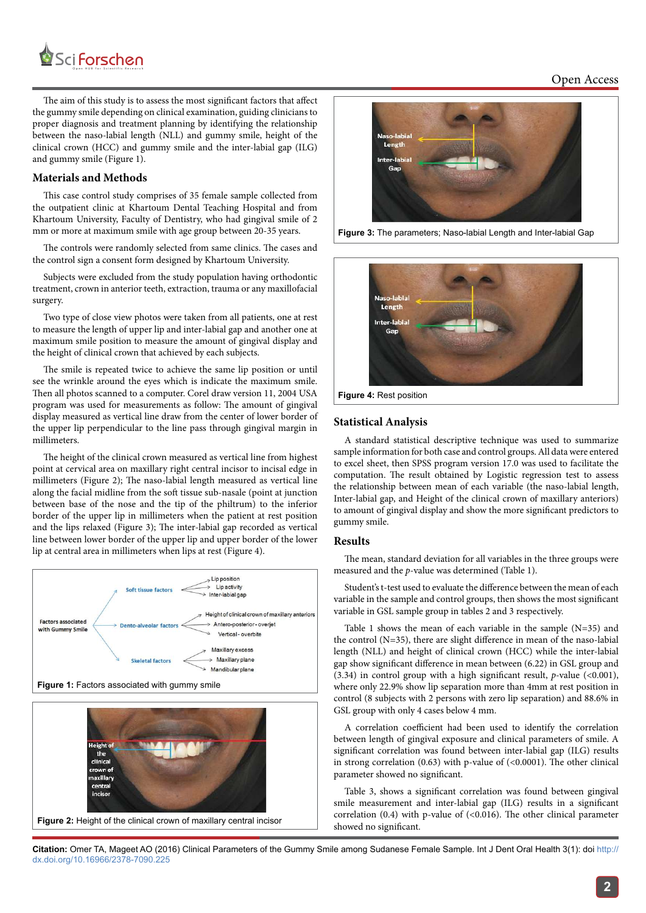The aim of this study is to assess the most significant factors that affect the gummy smile depending on clinical examination, guiding clinicians to proper diagnosis and treatment planning by identifying the relationship between the naso-labial length (NLL) and gummy smile, height of the clinical crown (HCC) and gummy smile and the inter-labial gap (ILG) and gummy smile (Figure 1).

## Materials and Methods

This case control study comprises of 35 female sample collected from the outpatient clinic at Khartoum Dental Teaching Hospital and from Khartoum University, Faculty of Dentistry, who had gingival smile of 2 mm or more at maximum smile with age group between 20-35 years.

The controls were randomly selected from same clinics. The cases and the control sign a consent form designed by Khartoum University.

Subjects were excluded from the study population having orthodontic treatment, crown in anterior teeth, extraction, trauma or any maxillofacial surgery.

Two type of close view photos were taken from all patients, one at rest to measure the length of upper lip and inter-labial gap and another one at maximum smile position to measure the amount of gingival display and the height of clinical crown that achieved by each subjects.

The smile is repeated twice to achieve the same lip position or until see the wrinkle around the eyes which is indicate the maximum smile. Then all photos scanned to a computer. Corel draw version 11, 2004 USA program was used for measurements as follow: The amount of gingival display measured as vertical line draw from the center of lower border of the upper lip perpendicular to the line pass through gingival margin in millimeters.

The height of the clinical crown measured as vertical line from highest point at cervical area on maxillary right central incisor to incisal edge in millimeters (Figure 2); The naso-labial length measured as vertical line along the facial midline from the soft tissue sub-nasale (point at junction between base of the nose and the tip of the philtrum) to the inferior border of the upper lip in millimeters when the patient at rest position and the lips relaxed (Figure 3); The inter-labial gap recorded as vertical line between lower border of the upper lip and upper border of the lower lip at central area in millimeters when lips at rest (Figure 4).

Factors associated with Gummy Smile
- Soft tissue factors
  - Lip position
  - Lip activity
  - Inter-labial gap
- Dento-alveolar factors
  - Height of clinical crown of maxillary anteriors
  - Antero-posterior - overjet
  - Vertical - overbite
- Skeletal factors
  - Maxillary excess
  - Maxillary plane
  - Mandibular plane

**Figure 1:** Factors associated with gummy smile

**Figure 2:** Height of the clinical crown of maxillary central incisor

**Figure 3:** The parameters; Naso-labial Length and Inter-labial Gap

**Figure 4:** Rest position

## Statistical Analysis

A standard statistical descriptive technique was used to summarize sample information for both case and control groups. All data were entered to excel sheet, then SPSS program version 17.0 was used to facilitate the computation. The result obtained by Logistic regression test to assess the relationship between mean of each variable (the naso-labial length, Inter-labial gap, and Height of the clinical crown of maxillary anteriors) to amount of gingival display and show the more significant predictors to gummy smile.

## Results

The mean, standard deviation for all variables in the three groups were measured and the *p*-value was determined (Table 1).

Student's t-test used to evaluate the difference between the mean of each variable in the sample and control groups, then shows the most significant variable in GSL sample group in tables 2 and 3 respectively.

Table 1 shows the mean of each variable in the sample (N=35) and the control (N=35), there are slight difference in mean of the naso-labial length (NLL) and height of clinical crown (HCC) while the inter-labial gap show significant difference in mean between (6.22) in GSL group and (3.34) in control group with a high significant result, *p*-value (<0.001), where only 22.9% show lip separation more than 4mm at rest position in control (8 subjects with 2 persons with zero lip separation) and 88.6% in GSL group with only 4 cases below 4 mm.

A correlation coefficient had been used to identify the correlation between length of gingival exposure and clinical parameters of smile. A significant correlation was found between inter-labial gap (ILG) results in strong correlation (0.63) with p-value of (<0.0001). The other clinical parameter showed no significant.

Table 3, shows a significant correlation was found between gingival smile measurement and inter-labial gap (ILG) results in a significant correlation (0.4) with p-value of (<0.016). The other clinical parameter showed no significant.

**Citation:** Omer TA, Mageet AO (2016) Clinical Parameters of the Gummy Smile among Sudanese Female Sample. Int J Dent Oral Health 3(1): doi http://dx.doi.org/10.16966/2378-7090.225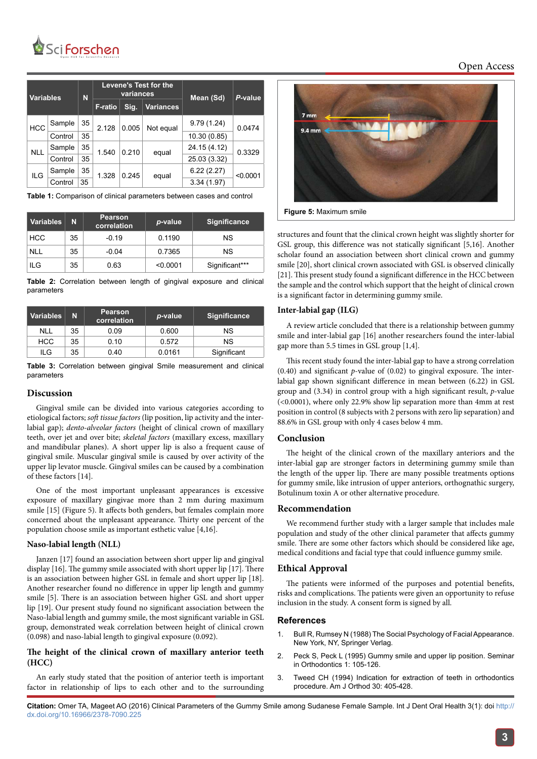| Variables | | N | Levene's Test for the variances | | | Mean (Sd) | P-value |
|---|---|---|---|---|---|---|---|
| | | | F-ratio | Sig. | Variances | | |
| HCC | Sample | 35 | 2.128 | 0.005 | Not equal | 9.79 (1.24) | 0.0474 |
| | Control | 35 | | | | 10.30 (0.85) | |
| NLL | Sample | 35 | 1.540 | 0.210 | equal | 24.15 (4.12) | 0.3329 |
| | Control | 35 | | | | 25.03 (3.32) | |
| ILG | Sample | 35 | 1.328 | 0.245 | equal | 6.22 (2.27) | <0.0001 |
| | Control | 35 | | | | 3.34 (1.97) | |

**Table 1:** Comparison of clinical parameters between cases and control

| Variables | N | Pearson correlation | p-value | Significance |
|---|---|---|---|---|
| HCC | 35 | -0.19 | 0.1190 | NS |
| NLL | 35 | -0.04 | 0.7365 | NS |
| ILG | 35 | 0.63 | <0.0001 | Significant*** |

**Table 2:** Correlation between length of gingival exposure and clinical parameters

| Variables | N | Pearson correlation | p-value | Significance |
|---|---|---|---|---|
| NLL | 35 | 0.09 | 0.600 | NS |
| HCC | 35 | 0.10 | 0.572 | NS |
| ILG | 35 | 0.40 | 0.0161 | Significant |

**Table 3:** Correlation between gingival Smile measurement and clinical parameters

**Figure 5:** Maximum smile

## Discussion

Gingival smile can be divided into various categories according to etiological factors; *soft tissue factors* (lip position, lip activity and the inter-labial gap); *dento-alveolar factors* (height of clinical crown of maxillary teeth, over jet and over bite; *skeletal factors* (maxillary excess, maxillary and mandibular planes). A short upper lip is also a frequent cause of gingival smile. Muscular gingival smile is caused by over activity of the upper lip levator muscle. Gingival smiles can be caused by a combination of these factors [14].

One of the most important unpleasant appearances is excessive exposure of maxillary gingivae more than 2 mm during maximum smile [15] (Figure 5). It affects both genders, but females complain more concerned about the unpleasant appearance. Thirty one percent of the population choose smile as important esthetic value [4,16].

### Naso-labial length (NLL)

Janzen [17] found an association between short upper lip and gingival display [16]. The gummy smile associated with short upper lip [17]. There is an association between higher GSL in female and short upper lip [18]. Another researcher found no difference in upper lip length and gummy smile [5]. There is an association between higher GSL and short upper lip [19]. Our present study found no significant association between the Naso-labial length and gummy smile, the most significant variable in GSL group, demonstrated weak correlation between height of clinical crown (0.098) and naso-labial length to gingival exposure (0.092).

### The height of the clinical crown of maxillary anterior teeth (HCC)

An early study stated that the position of anterior teeth is important factor in relationship of lips to each other and to the surrounding structures and fount that the clinical crown height was slightly shorter for GSL group, this difference was not statically significant [5,16]. Another scholar found an association between short clinical crown and gummy smile [20], short clinical crown associated with GSL is observed clinically [21]. This present study found a significant difference in the HCC between the sample and the control which support that the height of clinical crown is a significant factor in determining gummy smile.

### Inter-labial gap (ILG)

A review article concluded that there is a relationship between gummy smile and inter-labial gap [16] another researchers found the inter-labial gap more than 5.5 times in GSL group [1,4].

This recent study found the inter-labial gap to have a strong correlation (0.40) and significant *p*-value of (0.02) to gingival exposure. The inter-labial gap shown significant difference in mean between (6.22) in GSL group and (3.34) in control group with a high significant result, *p*-value (<0.0001), where only 22.9% show lip separation more than 4mm at rest position in control (8 subjects with 2 persons with zero lip separation) and 88.6% in GSL group with only 4 cases below 4 mm.

## Conclusion

The height of the clinical crown of the maxillary anteriors and the inter-labial gap are stronger factors in determining gummy smile than the length of the upper lip. There are many possible treatments options for gummy smile, like intrusion of upper anteriors, orthognathic surgery, Botulinum toxin A or other alternative procedure.

## Recommendation

We recommend further study with a larger sample that includes male population and study of the other clinical parameter that affects gummy smile. There are some other factors which should be considered like age, medical conditions and facial type that could influence gummy smile.

## Ethical Approval

The patients were informed of the purposes and potential benefits, risks and complications. The patients were given an opportunity to refuse inclusion in the study. A consent form is signed by all.

## References

1. Bull R, Rumsey N (1988) The Social Psychology of Facial Appearance. New York, NY, Springer Verlag.
2. Peck S, Peck L (1995) Gummy smile and upper lip position. Seminar in Orthodontics 1: 105-126.
3. Tweed CH (1994) Indication for extraction of teeth in orthodontics procedure. Am J Orthod 30: 405-428.

**Citation:** Omer TA, Mageet AO (2016) Clinical Parameters of the Gummy Smile among Sudanese Female Sample. Int J Dent Oral Health 3(1): doi http://dx.doi.org/10.16966/2378-7090.225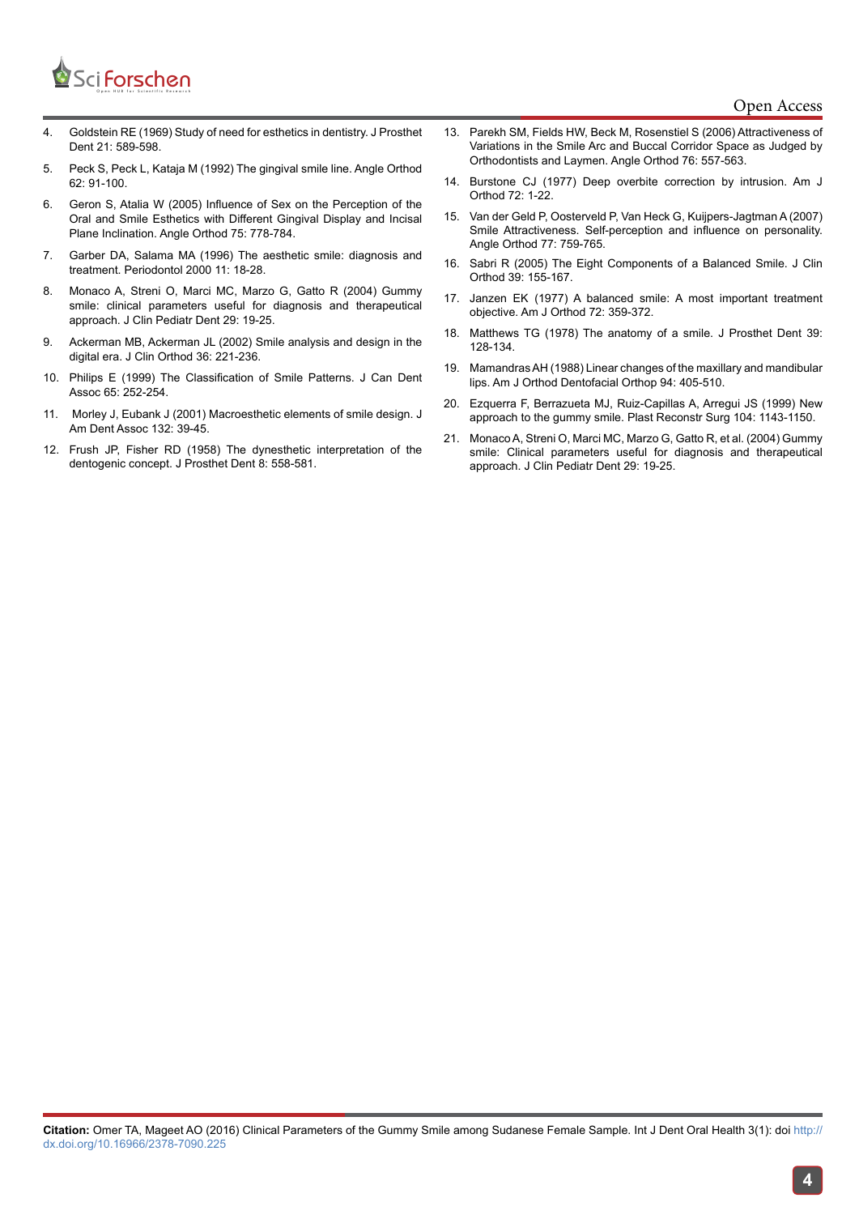4. Goldstein RE (1969) Study of need for esthetics in dentistry. J Prosthet Dent 21: 589-598.
5. Peck S, Peck L, Kataja M (1992) The gingival smile line. Angle Orthod 62: 91-100.
6. Geron S, Atalia W (2005) Influence of Sex on the Perception of the Oral and Smile Esthetics with Different Gingival Display and Incisal Plane Inclination. Angle Orthod 75: 778-784.
7. Garber DA, Salama MA (1996) The aesthetic smile: diagnosis and treatment. Periodontol 2000 11: 18-28.
8. Monaco A, Streni O, Marci MC, Marzo G, Gatto R (2004) Gummy smile: clinical parameters useful for diagnosis and therapeutical approach. J Clin Pediatr Dent 29: 19-25.
9. Ackerman MB, Ackerman JL (2002) Smile analysis and design in the digital era. J Clin Orthod 36: 221-236.
10. Philips E (1999) The Classification of Smile Patterns. J Can Dent Assoc 65: 252-254.
11. Morley J, Eubank J (2001) Macroesthetic elements of smile design. J Am Dent Assoc 132: 39-45.
12. Frush JP, Fisher RD (1958) The dynesthetic interpretation of the dentogenic concept. J Prosthet Dent 8: 558-581.
13. Parekh SM, Fields HW, Beck M, Rosenstiel S (2006) Attractiveness of Variations in the Smile Arc and Buccal Corridor Space as Judged by Orthodontists and Laymen. Angle Orthod 76: 557-563.
14. Burstone CJ (1977) Deep overbite correction by intrusion. Am J Orthod 72: 1-22.
15. Van der Geld P, Oosterveld P, Van Heck G, Kuijpers-Jagtman A (2007) Smile Attractiveness. Self-perception and influence on personality. Angle Orthod 77: 759-765.
16. Sabri R (2005) The Eight Components of a Balanced Smile. J Clin Orthod 39: 155-167.
17. Janzen EK (1977) A balanced smile: A most important treatment objective. Am J Orthod 72: 359-372.
18. Matthews TG (1978) The anatomy of a smile. J Prosthet Dent 39: 128-134.
19. Mamandras AH (1988) Linear changes of the maxillary and mandibular lips. Am J Orthod Dentofacial Orthop 94: 405-510.
20. Ezquerra F, Berrazueta MJ, Ruiz-Capillas A, Arregui JS (1999) New approach to the gummy smile. Plast Reconstr Surg 104: 1143-1150.
21. Monaco A, Streni O, Marci MC, Marzo G, Gatto R, et al. (2004) Gummy smile: Clinical parameters useful for diagnosis and therapeutical approach. J Clin Pediatr Dent 29: 19-25.

**Citation:** Omer TA, Mageet AO (2016) Clinical Parameters of the Gummy Smile among Sudanese Female Sample. Int J Dent Oral Health 3(1): doi http://dx.doi.org/10.16966/2378-7090.225